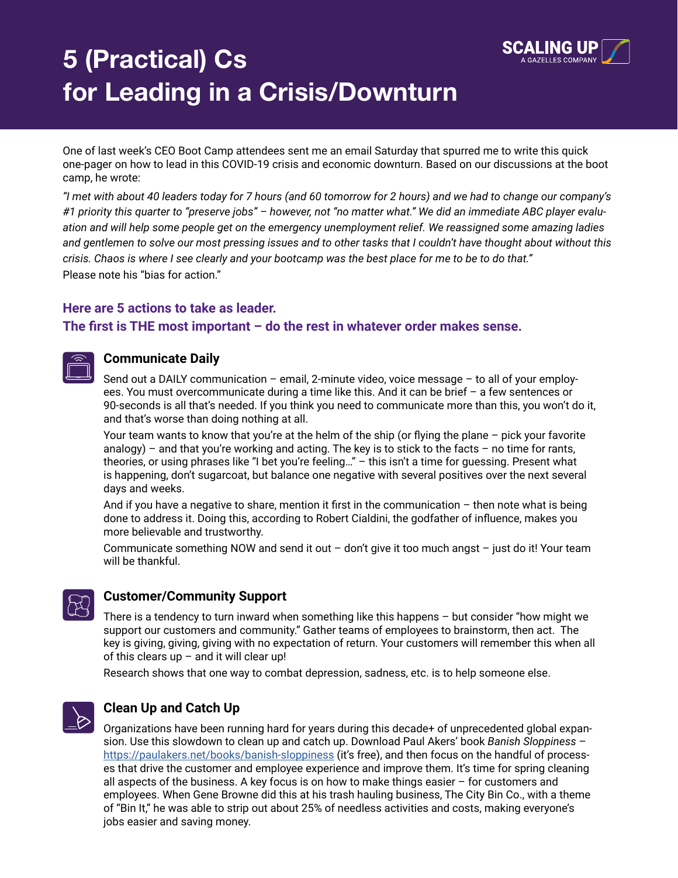# 5 (Practical) Cs for Leading in a Crisis/Downturn

SCALING UP
A GAZELLES COMPANY

One of last week's CEO Boot Camp attendees sent me an email Saturday that spurred me to write this quick one-pager on how to lead in this COVID-19 crisis and economic downturn. Based on our discussions at the boot camp, he wrote:

*"I met with about 40 leaders today for 7 hours (and 60 tomorrow for 2 hours) and we had to change our company's #1 priority this quarter to "preserve jobs" – however, not "no matter what." We did an immediate ABC player evaluation and will help some people get on the emergency unemployment relief. We reassigned some amazing ladies and gentlemen to solve our most pressing issues and to other tasks that I couldn't have thought about without this crisis. Chaos is where I see clearly and your bootcamp was the best place for me to be to do that."*

Please note his "bias for action."

## Here are 5 actions to take as leader. The first is THE most important – do the rest in whatever order makes sense.

### Communicate Daily

Send out a DAILY communication – email, 2-minute video, voice message – to all of your employees. You must overcommunicate during a time like this. And it can be brief – a few sentences or 90-seconds is all that's needed. If you think you need to communicate more than this, you won't do it, and that's worse than doing nothing at all.

Your team wants to know that you're at the helm of the ship (or flying the plane – pick your favorite analogy) – and that you're working and acting. The key is to stick to the facts – no time for rants, theories, or using phrases like "I bet you're feeling…" – this isn't a time for guessing. Present what is happening, don't sugarcoat, but balance one negative with several positives over the next several days and weeks.

And if you have a negative to share, mention it first in the communication – then note what is being done to address it. Doing this, according to Robert Cialdini, the godfather of influence, makes you more believable and trustworthy.

Communicate something NOW and send it out – don't give it too much angst – just do it! Your team will be thankful.

### Customer/Community Support

There is a tendency to turn inward when something like this happens – but consider "how might we support our customers and community." Gather teams of employees to brainstorm, then act. The key is giving, giving, giving with no expectation of return. Your customers will remember this when all of this clears up – and it will clear up!

Research shows that one way to combat depression, sadness, etc. is to help someone else.

### Clean Up and Catch Up

Organizations have been running hard for years during this decade+ of unprecedented global expansion. Use this slowdown to clean up and catch up. Download Paul Akers' book *Banish Sloppiness* – https://paulakers.net/books/banish-sloppiness (it's free), and then focus on the handful of processes that drive the customer and employee experience and improve them. It's time for spring cleaning all aspects of the business. A key focus is on how to make things easier – for customers and employees. When Gene Browne did this at his trash hauling business, The City Bin Co., with a theme of "Bin It," he was able to strip out about 25% of needless activities and costs, making everyone's jobs easier and saving money.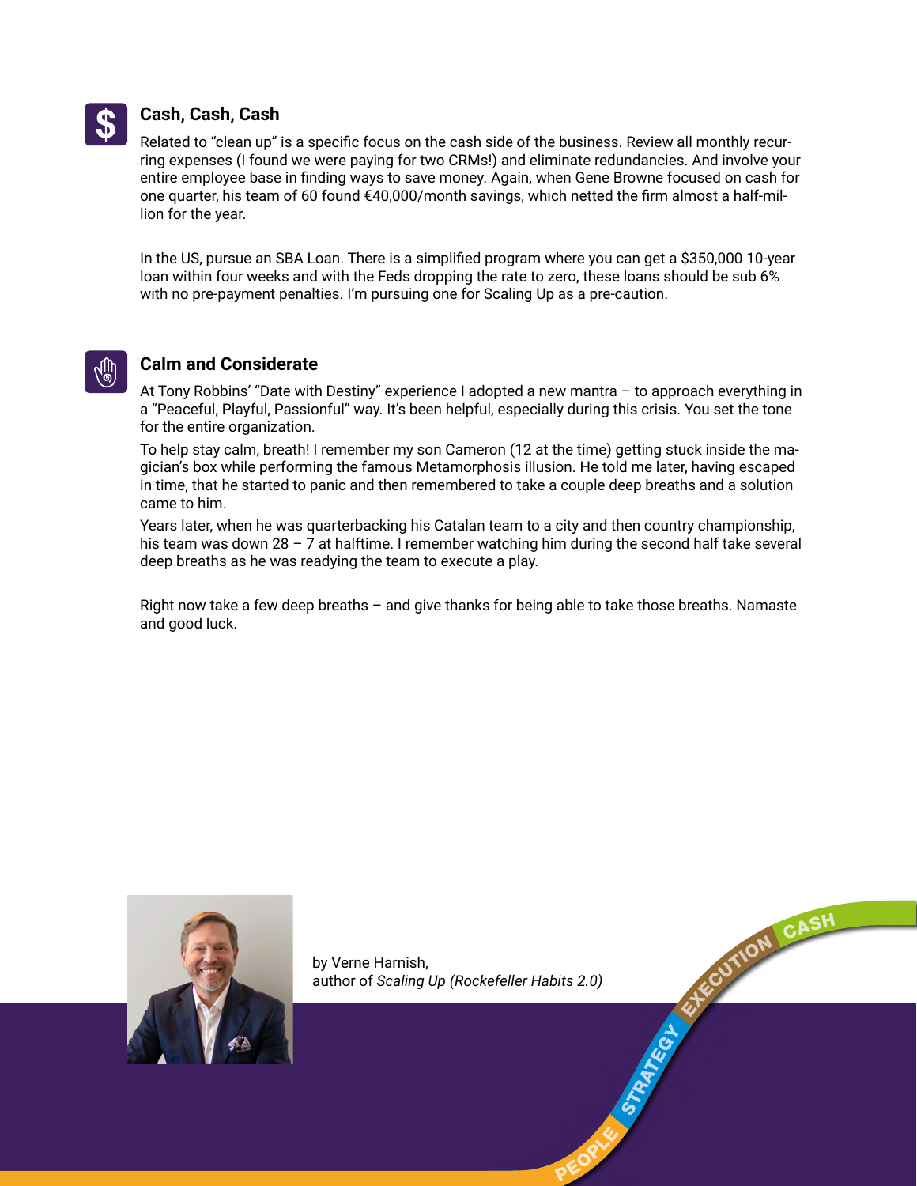## Cash, Cash, Cash

Related to "clean up" is a specific focus on the cash side of the business. Review all monthly recurring expenses (I found we were paying for two CRMs!) and eliminate redundancies. And involve your entire employee base in finding ways to save money. Again, when Gene Browne focused on cash for one quarter, his team of 60 found €40,000/month savings, which netted the firm almost a half-million for the year.

In the US, pursue an SBA Loan. There is a simplified program where you can get a $350,000 10-year loan within four weeks and with the Feds dropping the rate to zero, these loans should be sub 6% with no pre-payment penalties. I'm pursuing one for Scaling Up as a pre-caution.

## Calm and Considerate

At Tony Robbins' "Date with Destiny" experience I adopted a new mantra – to approach everything in a "Peaceful, Playful, Passionful" way. It's been helpful, especially during this crisis. You set the tone for the entire organization.

To help stay calm, breath! I remember my son Cameron (12 at the time) getting stuck inside the magician's box while performing the famous Metamorphosis illusion. He told me later, having escaped in time, that he started to panic and then remembered to take a couple deep breaths and a solution came to him.

Years later, when he was quarterbacking his Catalan team to a city and then country championship, his team was down 28 – 7 at halftime. I remember watching him during the second half take several deep breaths as he was readying the team to execute a play.

Right now take a few deep breaths – and give thanks for being able to take those breaths. Namaste and good luck.

by Verne Harnish,
author of *Scaling Up (Rockefeller Habits 2.0)*

PEOPLE STRATEGY EXECUTION CASH